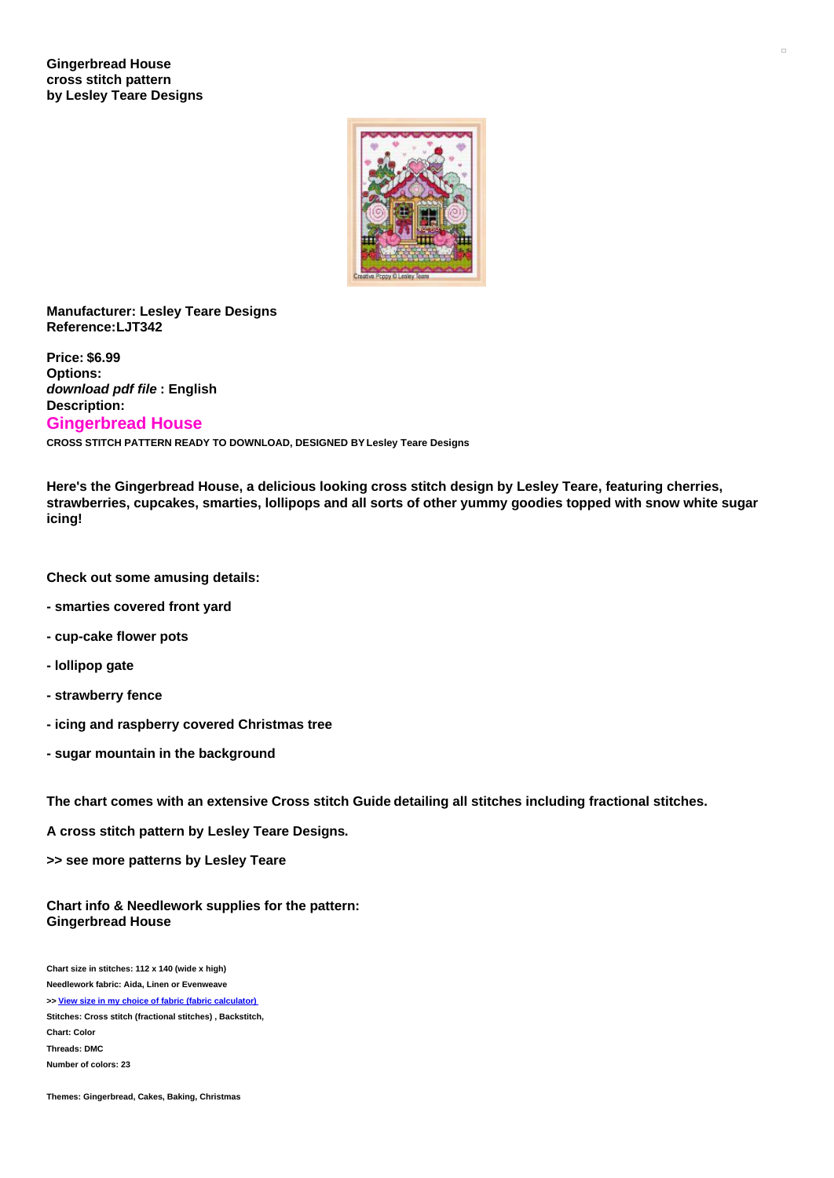**Gingerbread House**
**cross stitch pattern**
**by Lesley Teare Designs**

**Manufacturer: Lesley Teare Designs**
**Reference:LJT342**

**Price: $6.99**
**Options:**
***download pdf file* : English**
**Description:**

## Gingerbread House

**CROSS STITCH PATTERN READY TO DOWNLOAD, DESIGNED BY Lesley Teare Designs**

**Here's the Gingerbread House, a delicious looking cross stitch design by Lesley Teare, featuring cherries, strawberries, cupcakes, smarties, lollipops and all sorts of other yummy goodies topped with snow white sugar icing!**

**Check out some amusing details:**

**- smarties covered front yard**

**- cup-cake flower pots**

**- lollipop gate**

**- strawberry fence**

**- icing and raspberry covered Christmas tree**

**- sugar mountain in the background**

**The chart comes with an extensive Cross stitch Guide detailing all stitches including fractional stitches.**

**A cross stitch pattern by Lesley Teare Designs.**

**>> see more patterns by Lesley Teare**

**Chart info & Needlework supplies for the pattern:**
**Gingerbread House**

**Chart size in stitches: 112 x 140 (wide x high)**
**Needlework fabric: Aida, Linen or Evenweave**
**>> View size in my choice of fabric (fabric calculator)**
**Stitches: Cross stitch (fractional stitches) , Backstitch,**
**Chart: Color**
**Threads: DMC**
**Number of colors: 23**

**Themes: Gingerbread, Cakes, Baking, Christmas**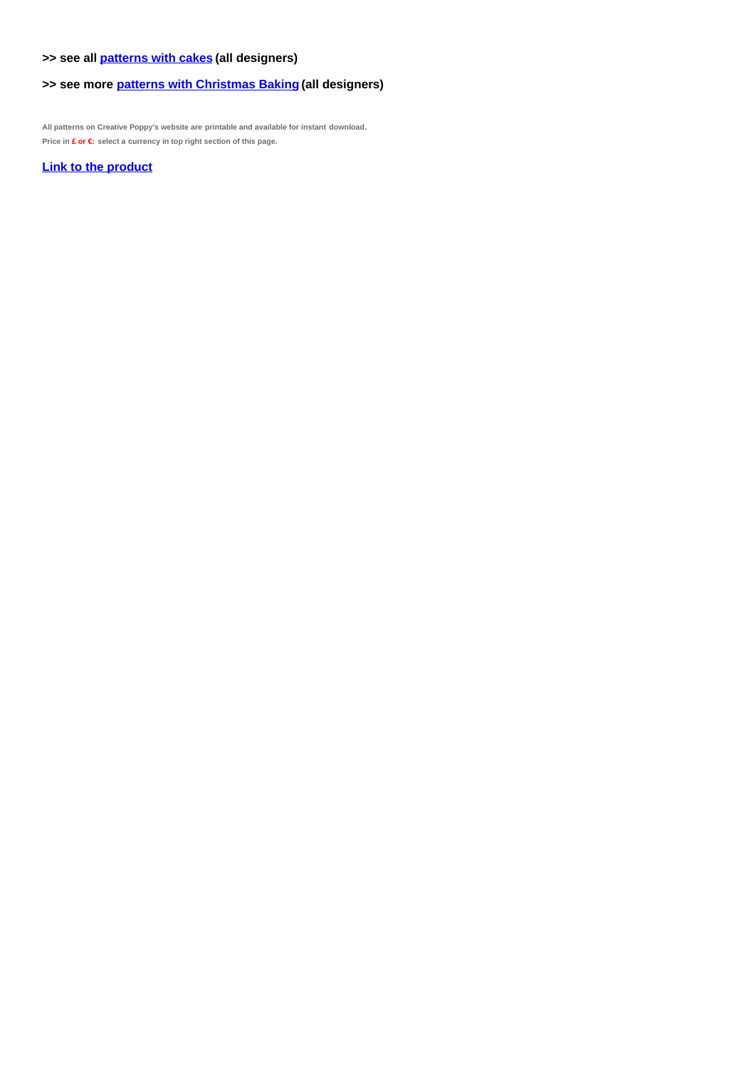**>> see all patterns with cakes (all designers)**

**>> see more patterns with Christmas Baking (all designers)**

All patterns on Creative Poppy's website are printable and available for instant download.
Price in £ or €: select a currency in top right section of this page.

**Link to the product**